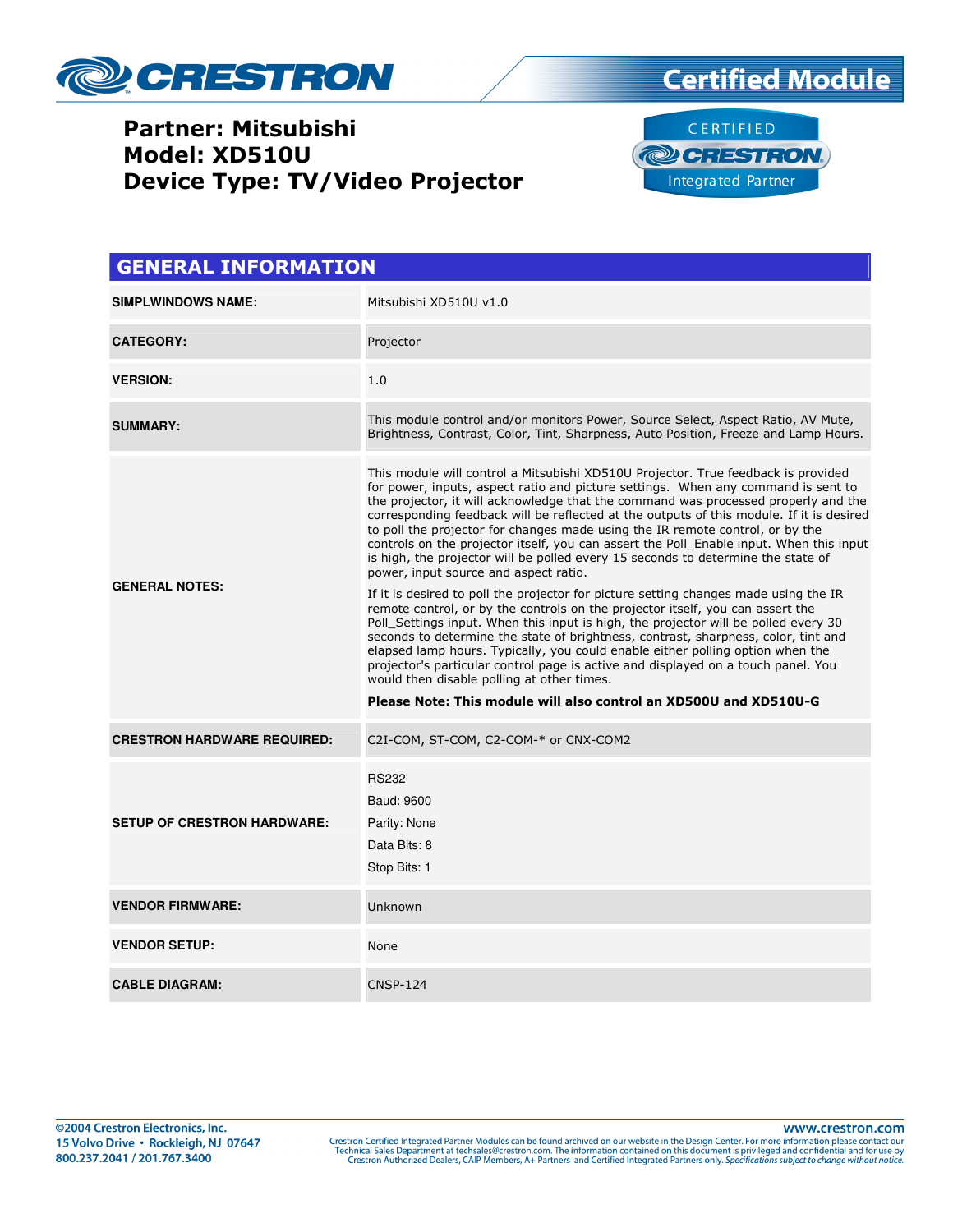# CRESTRON Certified Module

## Partner: Mitsubishi
## Model: XD510U
## Device Type: TV/Video Projector

CERTIFIED CRESTRON Integrated Partner

## GENERAL INFORMATION

| | |
|---|---|
| **SIMPLWINDOWS NAME:** | Mitsubishi XD510U v1.0 |
| **CATEGORY:** | Projector |
| **VERSION:** | 1.0 |
| **SUMMARY:** | This module control and/or monitors Power, Source Select, Aspect Ratio, AV Mute, Brightness, Contrast, Color, Tint, Sharpness, Auto Position, Freeze and Lamp Hours. |
| **GENERAL NOTES:** | This module will control a Mitsubishi XD510U Projector. True feedback is provided for power, inputs, aspect ratio and picture settings. When any command is sent to the projector, it will acknowledge that the command was processed properly and the corresponding feedback will be reflected at the outputs of this module. If it is desired to poll the projector for changes made using the IR remote control, or by the controls on the projector itself, you can assert the Poll_Enable input. When this input is high, the projector will be polled every 15 seconds to determine the state of power, input source and aspect ratio.<br><br>If it is desired to poll the projector for picture setting changes made using the IR remote control, or by the controls on the projector itself, you can assert the Poll_Settings input. When this input is high, the projector will be polled every 30 seconds to determine the state of brightness, contrast, sharpness, color, tint and elapsed lamp hours. Typically, you could enable either polling option when the projector's particular control page is active and displayed on a touch panel. You would then disable polling at other times.<br><br>**Please Note: This module will also control an XD500U and XD510U-G** |
| **CRESTRON HARDWARE REQUIRED:** | C2I-COM, ST-COM, C2-COM-* or CNX-COM2 |
| **SETUP OF CRESTRON HARDWARE:** | RS232<br>Baud: 9600<br>Parity: None<br>Data Bits: 8<br>Stop Bits: 1 |
| **VENDOR FIRMWARE:** | Unknown |
| **VENDOR SETUP:** | None |
| **CABLE DIAGRAM:** | CNSP-124 |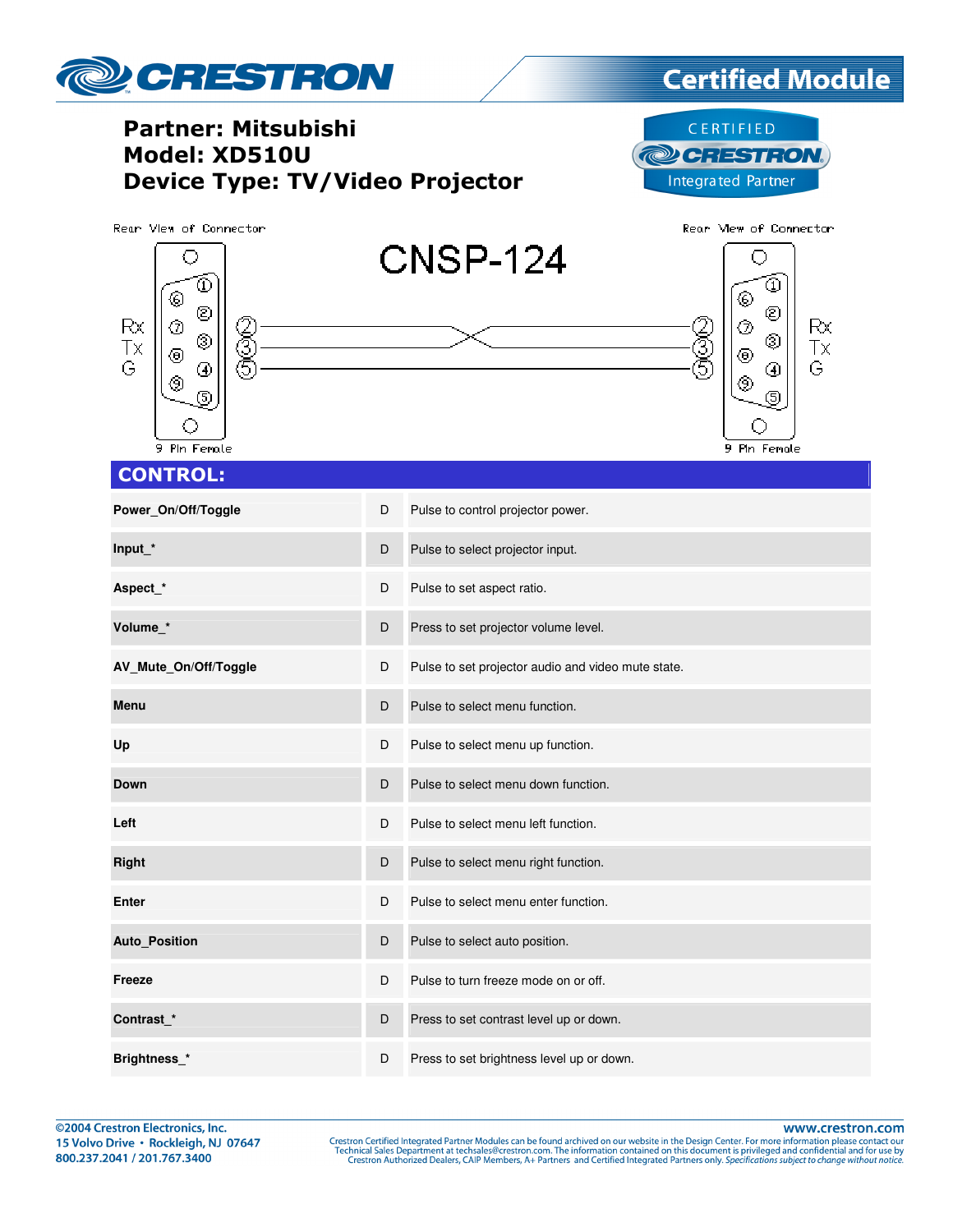# Partner: Mitsubishi
# Model: XD510U
# Device Type: TV/Video Projector

CNSP-124

Rear View of Connector — 9 Pin Female

| Left Connector | Pin | | Pin | Right Connector |
|---|---|---|---|---|
| Rx | 2 | crossed | 2 | Rx |
| Tx | 3 | crossed | 3 | Tx |
| G | 5 | straight | 5 | G |

## CONTROL:

| | | |
|---|---|---|
| **Power_On/Off/Toggle** | D | Pulse to control projector power. |
| **Input_*** | D | Pulse to select projector input. |
| **Aspect_*** | D | Pulse to set aspect ratio. |
| **Volume_*** | D | Press to set projector volume level. |
| **AV_Mute_On/Off/Toggle** | D | Pulse to set projector audio and video mute state. |
| **Menu** | D | Pulse to select menu function. |
| **Up** | D | Pulse to select menu up function. |
| **Down** | D | Pulse to select menu down function. |
| **Left** | D | Pulse to select menu left function. |
| **Right** | D | Pulse to select menu right function. |
| **Enter** | D | Pulse to select menu enter function. |
| **Auto_Position** | D | Pulse to select auto position. |
| **Freeze** | D | Pulse to turn freeze mode on or off. |
| **Contrast_*** | D | Press to set contrast level up or down. |
| **Brightness_*** | D | Press to set brightness level up or down. |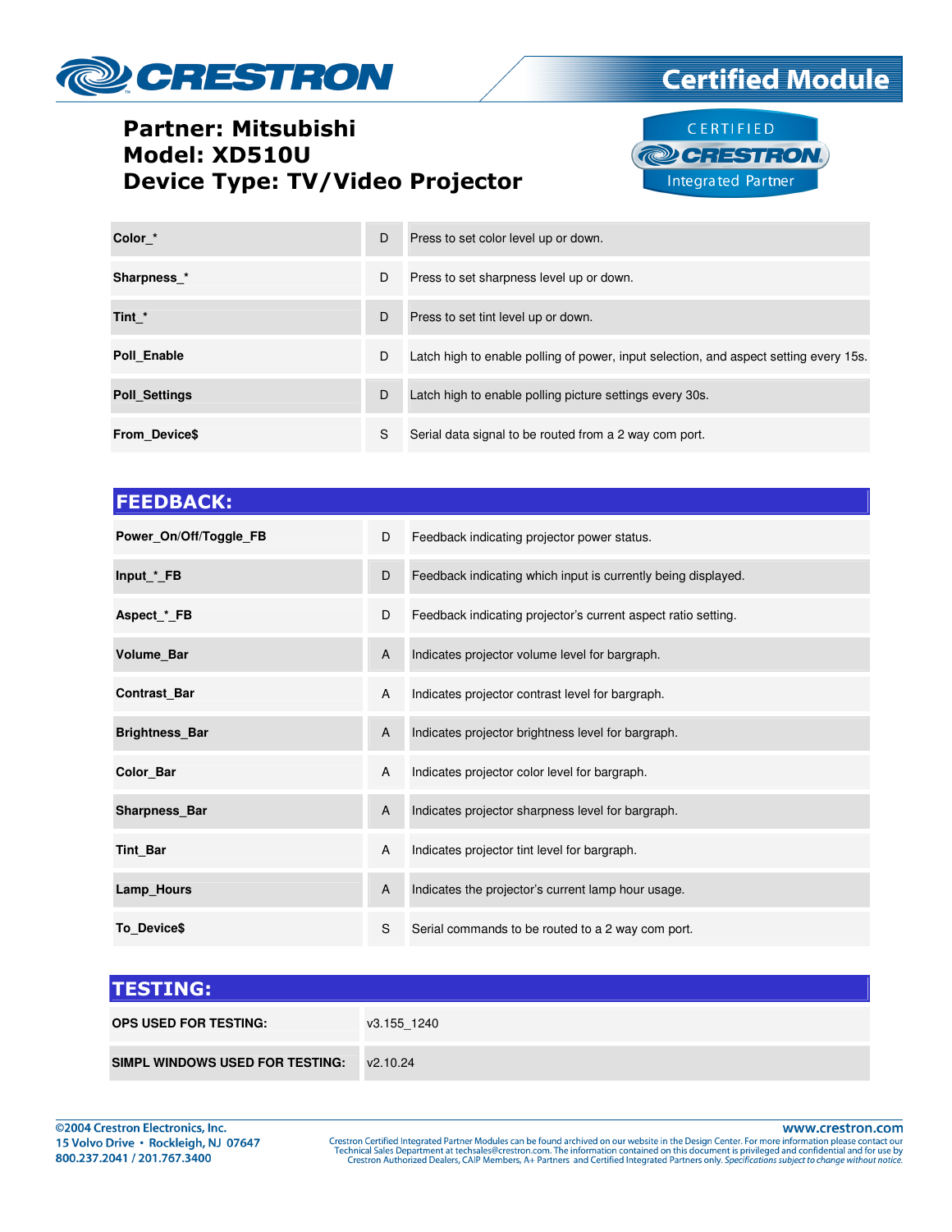# Partner: Mitsubishi
# Model: XD510U
# Device Type: TV/Video Projector

| | | |
|---|---|---|
| **Color_*** | D | Press to set color level up or down. |
| **Sharpness_*** | D | Press to set sharpness level up or down. |
| **Tint_*** | D | Press to set tint level up or down. |
| **Poll_Enable** | D | Latch high to enable polling of power, input selection, and aspect setting every 15s. |
| **Poll_Settings** | D | Latch high to enable polling picture settings every 30s. |
| **From_Device$** | S | Serial data signal to be routed from a 2 way com port. |

## FEEDBACK:

| | | |
|---|---|---|
| **Power_On/Off/Toggle_FB** | D | Feedback indicating projector power status. |
| **Input_*_FB** | D | Feedback indicating which input is currently being displayed. |
| **Aspect_*_FB** | D | Feedback indicating projector's current aspect ratio setting. |
| **Volume_Bar** | A | Indicates projector volume level for bargraph. |
| **Contrast_Bar** | A | Indicates projector contrast level for bargraph. |
| **Brightness_Bar** | A | Indicates projector brightness level for bargraph. |
| **Color_Bar** | A | Indicates projector color level for bargraph. |
| **Sharpness_Bar** | A | Indicates projector sharpness level for bargraph. |
| **Tint_Bar** | A | Indicates projector tint level for bargraph. |
| **Lamp_Hours** | A | Indicates the projector's current lamp hour usage. |
| **To_Device$** | S | Serial commands to be routed to a 2 way com port. |

## TESTING:

| | |
|---|---|
| **OPS USED FOR TESTING:** | v3.155_1240 |
| **SIMPL WINDOWS USED FOR TESTING:** | v2.10.24 |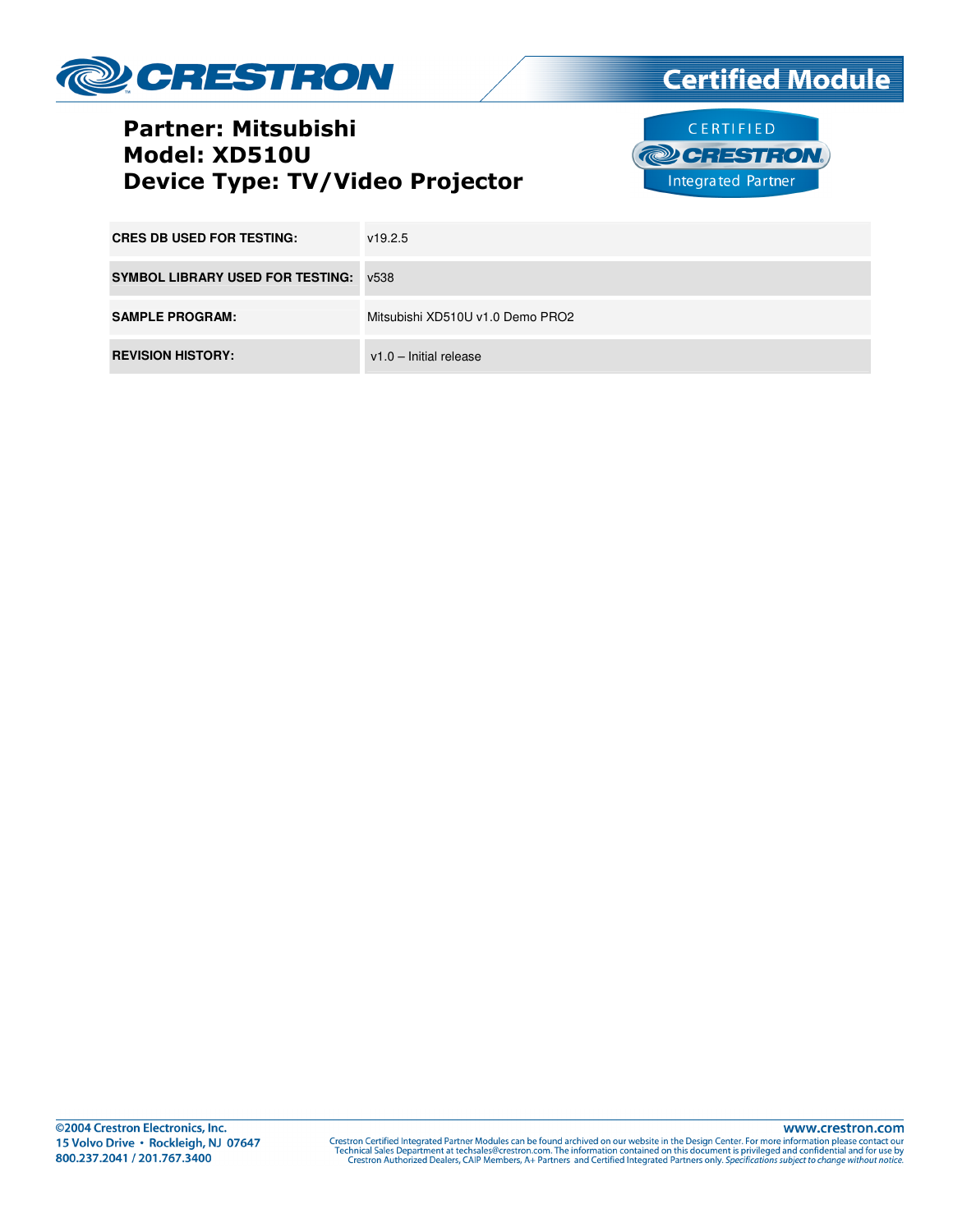# Partner: Mitsubishi
# Model: XD510U
# Device Type: TV/Video Projector

| | |
|---|---|
| **CRES DB USED FOR TESTING:** | v19.2.5 |
| **SYMBOL LIBRARY USED FOR TESTING:** | v538 |
| **SAMPLE PROGRAM:** | Mitsubishi XD510U v1.0 Demo PRO2 |
| **REVISION HISTORY:** | v1.0 – Initial release |